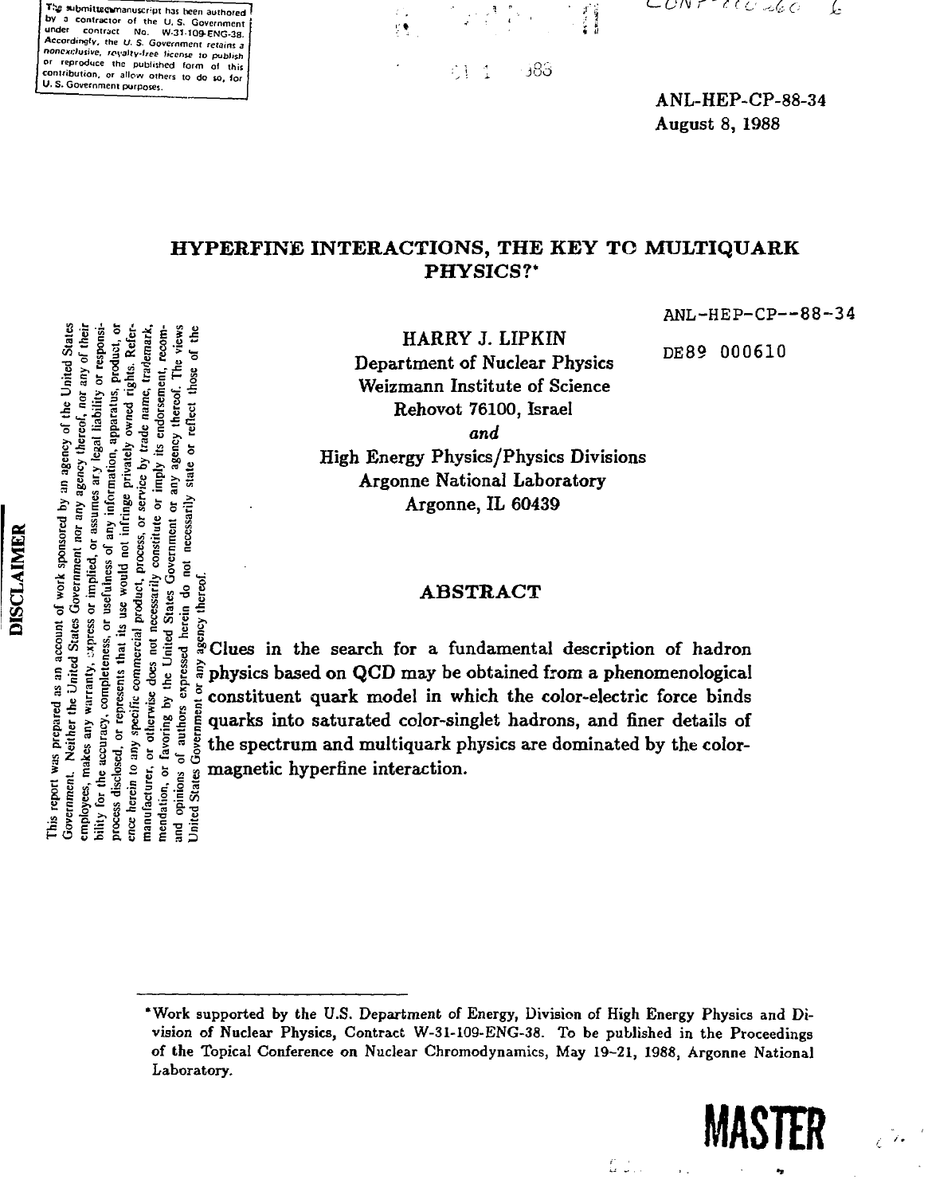The submitted manuscript has been authored by a contractor of the U. S. Government under contract No. W-31-109-ENG-38. Accordingly, the U. S. Government retains a nonexclusive, royalty-free license to publish or reproduce the published form of this contribution, or allow others to do so, for U. S. Government purposes.

ANL-HEP-CP-88-34
August 8, 1988

# HYPERFINE INTERACTIONS, THE KEY TO MULTIQUARK PHYSICS?*

ANL-HEP-CP--88-34

DE89 000610

HARRY J. LIPKIN
Department of Nuclear Physics
Weizmann Institute of Science
Rehovot 76100, Israel
*and*
High Energy Physics/Physics Divisions
Argonne National Laboratory
Argonne, IL 60439

## ABSTRACT

Clues in the search for a fundamental description of hadron physics based on QCD may be obtained from a phenomenological constituent quark model in which the color-electric force binds quarks into saturated color-singlet hadrons, and finer details of the spectrum and multiquark physics are dominated by the color-magnetic hyperfine interaction.

**DISCLAIMER**

This report was prepared as an account of work sponsored by an agency of the United States Government. Neither the United States Government nor any agency thereof, nor any of their employees, makes any warranty, express or implied, or assumes any legal liability or responsibility for the accuracy, completeness, or usefulness of any information, apparatus, product, or process disclosed, or represents that its use would not infringe privately owned rights. Reference herein to any specific commercial product, process, or service by trade name, trademark, manufacturer, or otherwise does not necessarily constitute or imply its endorsement, recommendation, or favoring by the United States Government or any agency thereof. The views and opinions of authors expressed herein do not necessarily state or reflect those of the United States Government or any agency thereof.

*Work supported by the U.S. Department of Energy, Division of High Energy Physics and Division of Nuclear Physics, Contract W-31-109-ENG-38. To be published in the Proceedings of the Topical Conference on Nuclear Chromodynamics, May 19–21, 1988, Argonne National Laboratory.

MASTER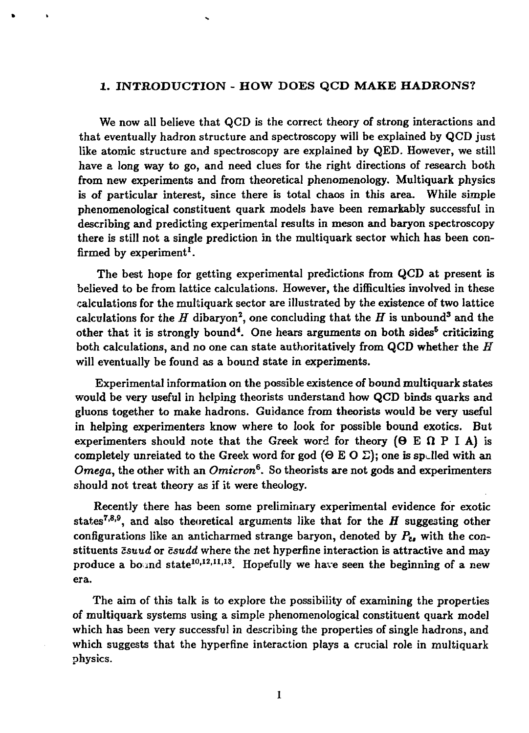## 1. INTRODUCTION - HOW DOES QCD MAKE HADRONS?

We now all believe that QCD is the correct theory of strong interactions and that eventually hadron structure and spectroscopy will be explained by QCD just like atomic structure and spectroscopy are explained by QED. However, we still have a long way to go, and need clues for the right directions of research both from new experiments and from theoretical phenomenology. Multiquark physics is of particular interest, since there is total chaos in this area. While simple phenomenological constituent quark models have been remarkably successful in describing and predicting experimental results in meson and baryon spectroscopy there is still not a single prediction in the multiquark sector which has been confirmed by experiment[1].

The best hope for getting experimental predictions from QCD at present is believed to be from lattice calculations. However, the difficulties involved in these calculations for the multiquark sector are illustrated by the existence of two lattice calculations for the $H$ dibaryon[2], one concluding that the $H$ is unbound[3] and the other that it is strongly bound[4]. One hears arguments on both sides[5] criticizing both calculations, and no one can state authoritatively from QCD whether the $H$ will eventually be found as a bound state in experiments.

Experimental information on the possible existence of bound multiquark states would be very useful in helping theorists understand how QCD binds quarks and gluons together to make hadrons. Guidance from theorists would be very useful in helping experimenters know where to look for possible bound exotics. But experimenters should note that the Greek word for theory (Θ Ε Ω Ρ Ι Α) is completely unrelated to the Greek word for god (Θ Ε Ο Σ); one is spelled with an *Omega*, the other with an *Omicron*[6]. So theorists are not gods and experimenters should not treat theory as if it were theology.

Recently there has been some preliminary experimental evidence for exotic states[7,8,9], and also theoretical arguments like that for the $H$ suggesting other configurations like an anticharmed strange baryon, denoted by $P_{\bar{c}s}$ with the constituents $\bar{c}suud$ or $\bar{c}sudd$ where the net hyperfine interaction is attractive and may produce a bound state[10,12,11,13]. Hopefully we have seen the beginning of a new era.

The aim of this talk is to explore the possibility of examining the properties of multiquark systems using a simple phenomenological constituent quark model which has been very successful in describing the properties of single hadrons, and which suggests that the hyperfine interaction plays a crucial role in multiquark physics.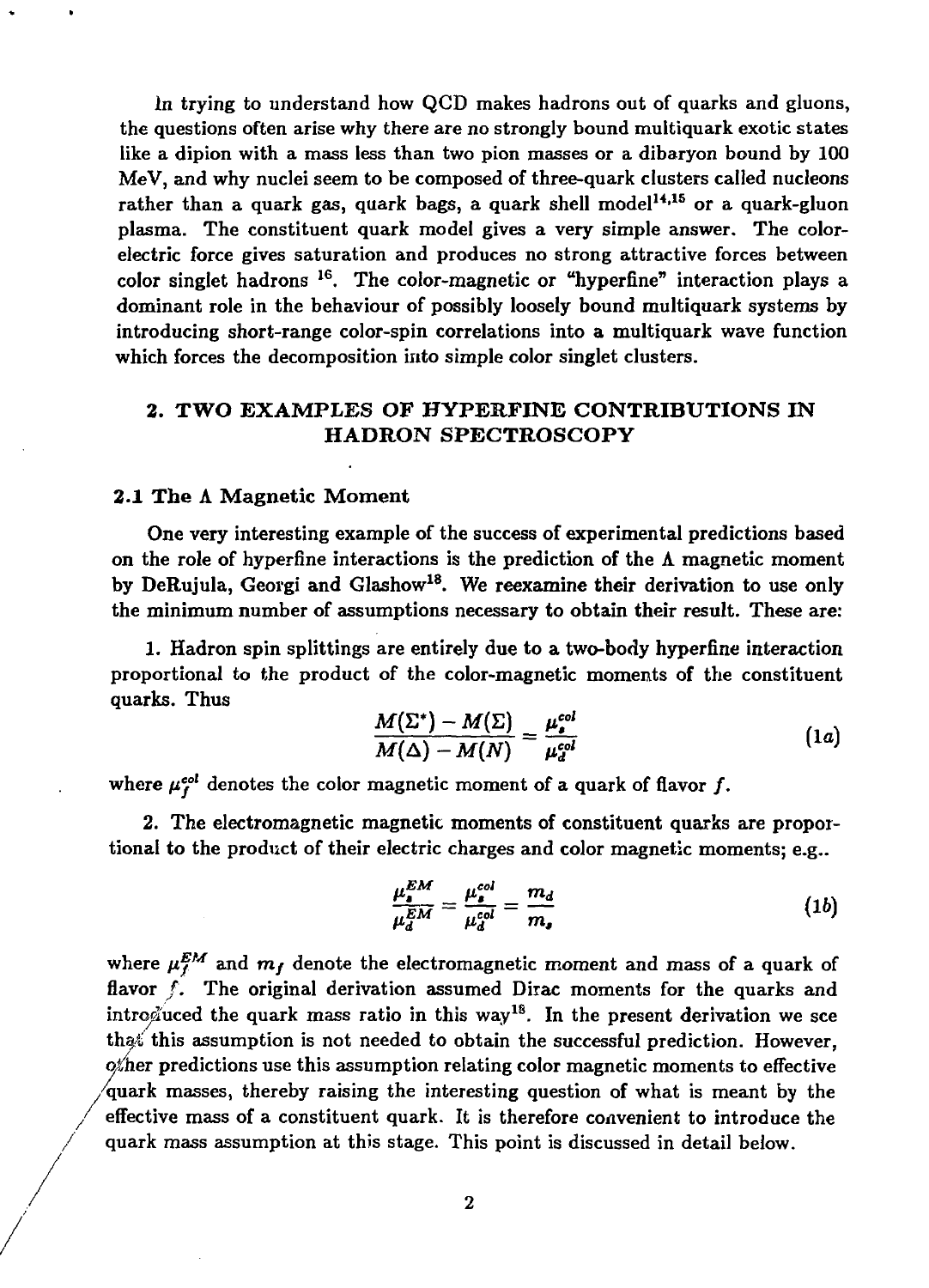In trying to understand how QCD makes hadrons out of quarks and gluons, the questions often arise why there are no strongly bound multiquark exotic states like a dipion with a mass less than two pion masses or a dibaryon bound by 100 MeV, and why nuclei seem to be composed of three-quark clusters called nucleons rather than a quark gas, quark bags, a quark shell model[14,15] or a quark-gluon plasma. The constituent quark model gives a very simple answer. The color-electric force gives saturation and produces no strong attractive forces between color singlet hadrons [16]. The color-magnetic or "hyperfine" interaction plays a dominant role in the behaviour of possibly loosely bound multiquark systems by introducing short-range color-spin correlations into a multiquark wave function which forces the decomposition into simple color singlet clusters.

## 2. TWO EXAMPLES OF HYPERFINE CONTRIBUTIONS IN HADRON SPECTROSCOPY

### 2.1 The Λ Magnetic Moment

One very interesting example of the success of experimental predictions based on the role of hyperfine interactions is the prediction of the Λ magnetic moment by DeRujula, Georgi and Glashow[18]. We reexamine their derivation to use only the minimum number of assumptions necessary to obtain their result. These are:

1. Hadron spin splittings are entirely due to a two-body hyperfine interaction proportional to the product of the color-magnetic moments of the constituent quarks. Thus

$$\frac{M(\Sigma^*) - M(\Sigma)}{M(\Delta) - M(N)} = \frac{\mu_s^{col}}{\mu_d^{col}} \tag{1a}$$

where $\mu_f^{col}$ denotes the color magnetic moment of a quark of flavor $f$.

2. The electromagnetic magnetic moments of constituent quarks are proportional to the product of their electric charges and color magnetic moments; e.g..

$$\frac{\mu_s^{EM}}{\mu_d^{EM}} = \frac{\mu_s^{col}}{\mu_d^{col}} = \frac{m_d}{m_s} \tag{1b}$$

where $\mu_f^{EM}$ and $m_f$ denote the electromagnetic moment and mass of a quark of flavor $f$. The original derivation assumed Dirac moments for the quarks and introduced the quark mass ratio in this way[18]. In the present derivation we see that this assumption is not needed to obtain the successful prediction. However, other predictions use this assumption relating color magnetic moments to effective quark masses, thereby raising the interesting question of what is meant by the effective mass of a constituent quark. It is therefore convenient to introduce the quark mass assumption at this stage. This point is discussed in detail below.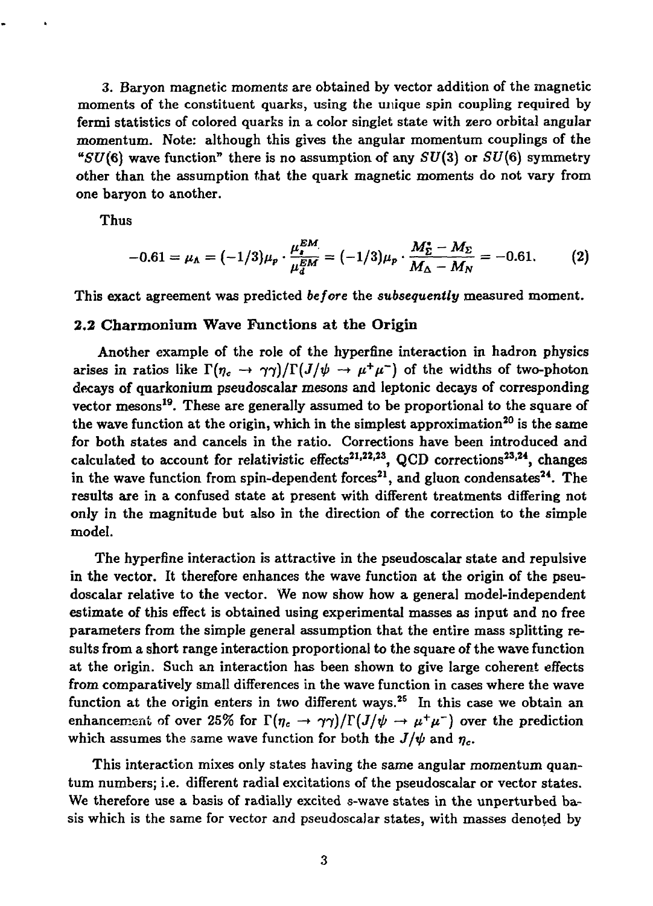3. Baryon magnetic moments are obtained by vector addition of the magnetic moments of the constituent quarks, using the unique spin coupling required by fermi statistics of colored quarks in a color singlet state with zero orbital angular momentum. Note: although this gives the angular momentum couplings of the "$SU(6)$ wave function" there is no assumption of any $SU(3)$ or $SU(6)$ symmetry other than the assumption that the quark magnetic moments do not vary from one baryon to another.

Thus

$$-0.61 = \mu_\Lambda = (-1/3)\mu_p \cdot \frac{\mu_s^{EM}}{\mu_d^{EM}} = (-1/3)\mu_p \cdot \frac{M_\Sigma^* - M_\Sigma}{M_\Delta - M_N} = -0.61. \tag{2}$$

This exact agreement was predicted *before* the *subsequently* measured moment.

### 2.2 Charmonium Wave Functions at the Origin

Another example of the role of the hyperfine interaction in hadron physics arises in ratios like $\Gamma(\eta_c \to \gamma\gamma)/\Gamma(J/\psi \to \mu^+\mu^-)$ of the widths of two-photon decays of quarkonium pseudoscalar mesons and leptonic decays of corresponding vector mesons[19]. These are generally assumed to be proportional to the square of the wave function at the origin, which in the simplest approximation[20] is the same for both states and cancels in the ratio. Corrections have been introduced and calculated to account for relativistic effects[21,22,23], QCD corrections[23,24], changes in the wave function from spin-dependent forces[21], and gluon condensates[24]. The results are in a confused state at present with different treatments differing not only in the magnitude but also in the direction of the correction to the simple model.

The hyperfine interaction is attractive in the pseudoscalar state and repulsive in the vector. It therefore enhances the wave function at the origin of the pseudoscalar relative to the vector. We now show how a general model-independent estimate of this effect is obtained using experimental masses as input and no free parameters from the simple general assumption that the entire mass splitting results from a short range interaction proportional to the square of the wave function at the origin. Such an interaction has been shown to give large coherent effects from comparatively small differences in the wave function in cases where the wave function at the origin enters in two different ways.[25] In this case we obtain an enhancement of over 25% for $\Gamma(\eta_c \to \gamma\gamma)/\Gamma(J/\psi \to \mu^+\mu^-)$ over the prediction which assumes the same wave function for both the $J/\psi$ and $\eta_c$.

This interaction mixes only states having the same angular momentum quantum numbers; i.e. different radial excitations of the pseudoscalar or vector states. We therefore use a basis of radially excited $s$-wave states in the unperturbed basis which is the same for vector and pseudoscalar states, with masses denoted by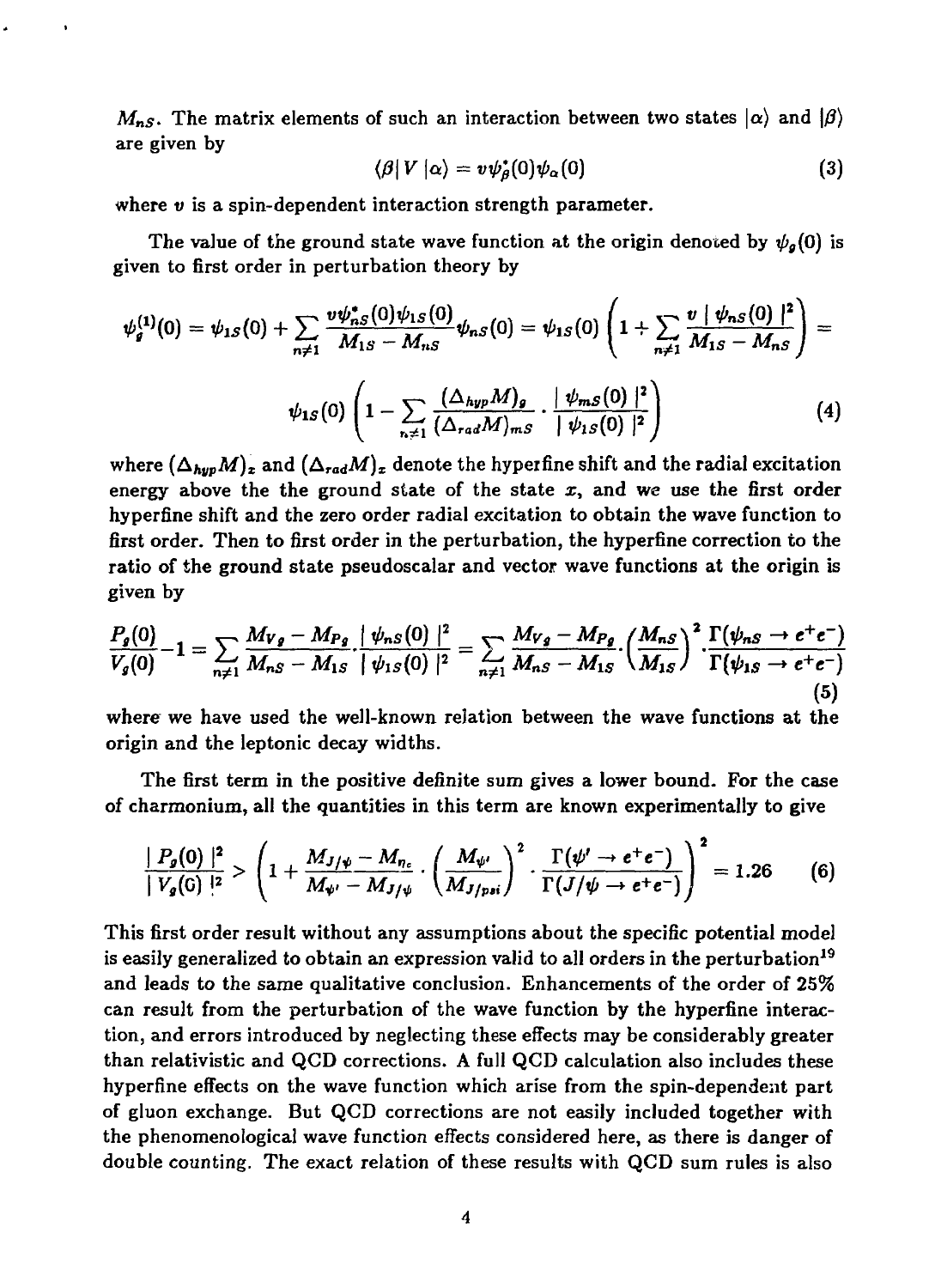$M_{nS}$. The matrix elements of such an interaction between two states $|\alpha\rangle$ and $|\beta\rangle$ are given by

$$\langle\beta| V |\alpha\rangle = v\psi_\beta^*(0)\psi_\alpha(0) \tag{3}$$

where $v$ is a spin-dependent interaction strength parameter.

The value of the ground state wave function at the origin denoted by $\psi_g(0)$ is given to first order in perturbation theory by

$$\psi_g^{(1)}(0) = \psi_{1S}(0) + \sum_{n\neq 1} \frac{v\psi_{nS}^*(0)\psi_{1S}(0)}{M_{1S} - M_{nS}}\psi_{nS}(0) = \psi_{1S}(0)\left(1 + \sum_{n\neq 1}\frac{v\mid\psi_{nS}(0)\mid^2}{M_{1S} - M_{nS}}\right) =$$

$$\psi_{1S}(0)\left(1 - \sum_{n\neq 1}\frac{(\Delta_{hyp}M)_g}{(\Delta_{rad}M)_{mS}}\cdot\frac{\mid\psi_{mS}(0)\mid^2}{\mid\psi_{1S}(0)\mid^2}\right) \tag{4}$$

where $(\Delta_{hyp}M)_x$ and $(\Delta_{rad}M)_x$ denote the hyperfine shift and the radial excitation energy above the the ground state of the state $x$, and we use the first order hyperfine shift and the zero order radial excitation to obtain the wave function to first order. Then to first order in the perturbation, the hyperfine correction to the ratio of the ground state pseudoscalar and vector wave functions at the origin is given by

$$\frac{P_g(0)}{V_g(0)} - 1 = \sum_{n\neq 1}\frac{M_{V_g} - M_{P_g}}{M_{nS} - M_{1S}}\cdot\frac{\mid\psi_{nS}(0)\mid^2}{\mid\psi_{1S}(0)\mid^2} = \sum_{n\neq 1}\frac{M_{V_g} - M_{P_g}}{M_{nS} - M_{1S}}\cdot\left(\frac{M_{nS}}{M_{1S}}\right)^2\cdot\frac{\Gamma(\psi_{nS}\to e^+e^-)}{\Gamma(\psi_{1S}\to e^+e^-)} \tag{5}$$

where we have used the well-known relation between the wave functions at the origin and the leptonic decay widths.

The first term in the positive definite sum gives a lower bound. For the case of charmonium, all the quantities in this term are known experimentally to give

$$\frac{\mid P_g(0)\mid^2}{\mid V_g(0)\mid^2} > \left(1 + \frac{M_{J/\psi} - M_{\eta_c}}{M_{\psi'} - M_{J/\psi}}\cdot\left(\frac{M_{\psi'}}{M_{J/psi}}\right)^2\cdot\frac{\Gamma(\psi'\to e^+e^-)}{\Gamma(J/\psi\to e^+e^-)}\right)^2 = 1.26 \tag{6}$$

This first order result without any assumptions about the specific potential model is easily generalized to obtain an expression valid to all orders in the perturbation[19] and leads to the same qualitative conclusion. Enhancements of the order of 25% can result from the perturbation of the wave function by the hyperfine interaction, and errors introduced by neglecting these effects may be considerably greater than relativistic and QCD corrections. A full QCD calculation also includes these hyperfine effects on the wave function which arise from the spin-dependent part of gluon exchange. But QCD corrections are not easily included together with the phenomenological wave function effects considered here, as there is danger of double counting. The exact relation of these results with QCD sum rules is also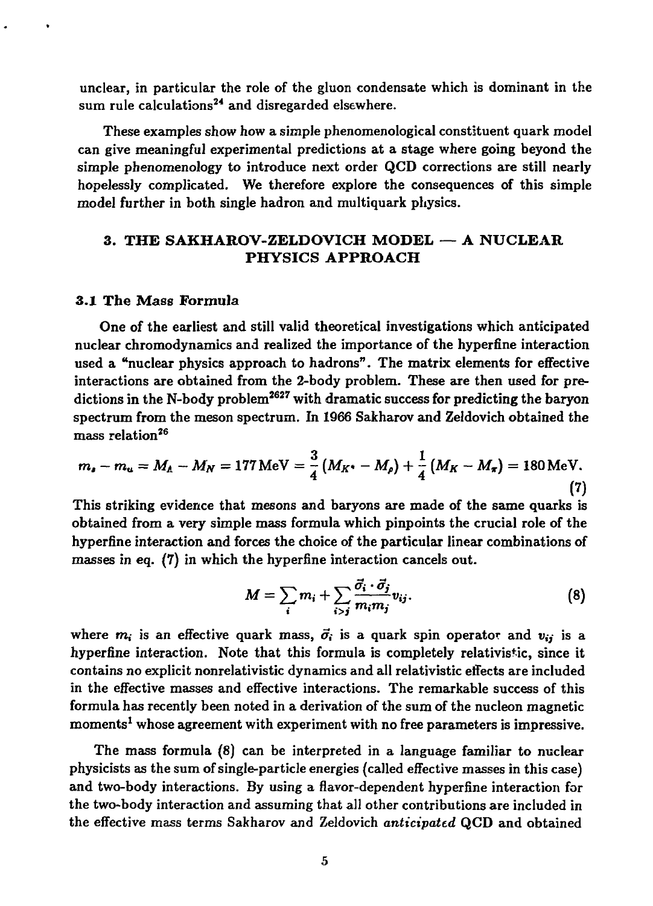unclear, in particular the role of the gluon condensate which is dominant in the sum rule calculations[24] and disregarded elsewhere.

These examples show how a simple phenomenological constituent quark model can give meaningful experimental predictions at a stage where going beyond the simple phenomenology to introduce next order QCD corrections are still nearly hopelessly complicated. We therefore explore the consequences of this simple model further in both single hadron and multiquark physics.

## 3. THE SAKHAROV-ZELDOVICH MODEL — A NUCLEAR PHYSICS APPROACH

### 3.1 The Mass Formula

One of the earliest and still valid theoretical investigations which anticipated nuclear chromodynamics and realized the importance of the hyperfine interaction used a "nuclear physics approach to hadrons". The matrix elements for effective interactions are obtained from the 2-body problem. These are then used for predictions in the N-body problem[26,27] with dramatic success for predicting the baryon spectrum from the meson spectrum. In 1966 Sakharov and Zeldovich obtained the mass relation[26]

$$m_s - m_u = M_\Lambda - M_N = 177\,\text{MeV} = \frac{3}{4}\left(M_{K^*} - M_\rho\right) + \frac{1}{4}\left(M_K - M_\pi\right) = 180\,\text{MeV}. \tag{7}$$

This striking evidence that mesons and baryons are made of the same quarks is obtained from a very simple mass formula which pinpoints the crucial role of the hyperfine interaction and forces the choice of the particular linear combinations of masses in eq. (7) in which the hyperfine interaction cancels out.

$$M = \sum_i m_i + \sum_{i>j} \frac{\vec{\sigma}_i \cdot \vec{\sigma}_j}{m_i m_j} v_{ij}. \tag{8}$$

where $m_i$ is an effective quark mass, $\vec{\sigma}_i$ is a quark spin operator and $v_{ij}$ is a hyperfine interaction. Note that this formula is completely relativistic, since it contains no explicit nonrelativistic dynamics and all relativistic effects are included in the effective masses and effective interactions. The remarkable success of this formula has recently been noted in a derivation of the sum of the nucleon magnetic moments[1] whose agreement with experiment with no free parameters is impressive.

The mass formula (8) can be interpreted in a language familiar to nuclear physicists as the sum of single-particle energies (called effective masses in this case) and two-body interactions. By using a flavor-dependent hyperfine interaction for the two-body interaction and assuming that all other contributions are included in the effective mass terms Sakharov and Zeldovich *anticipated* QCD and obtained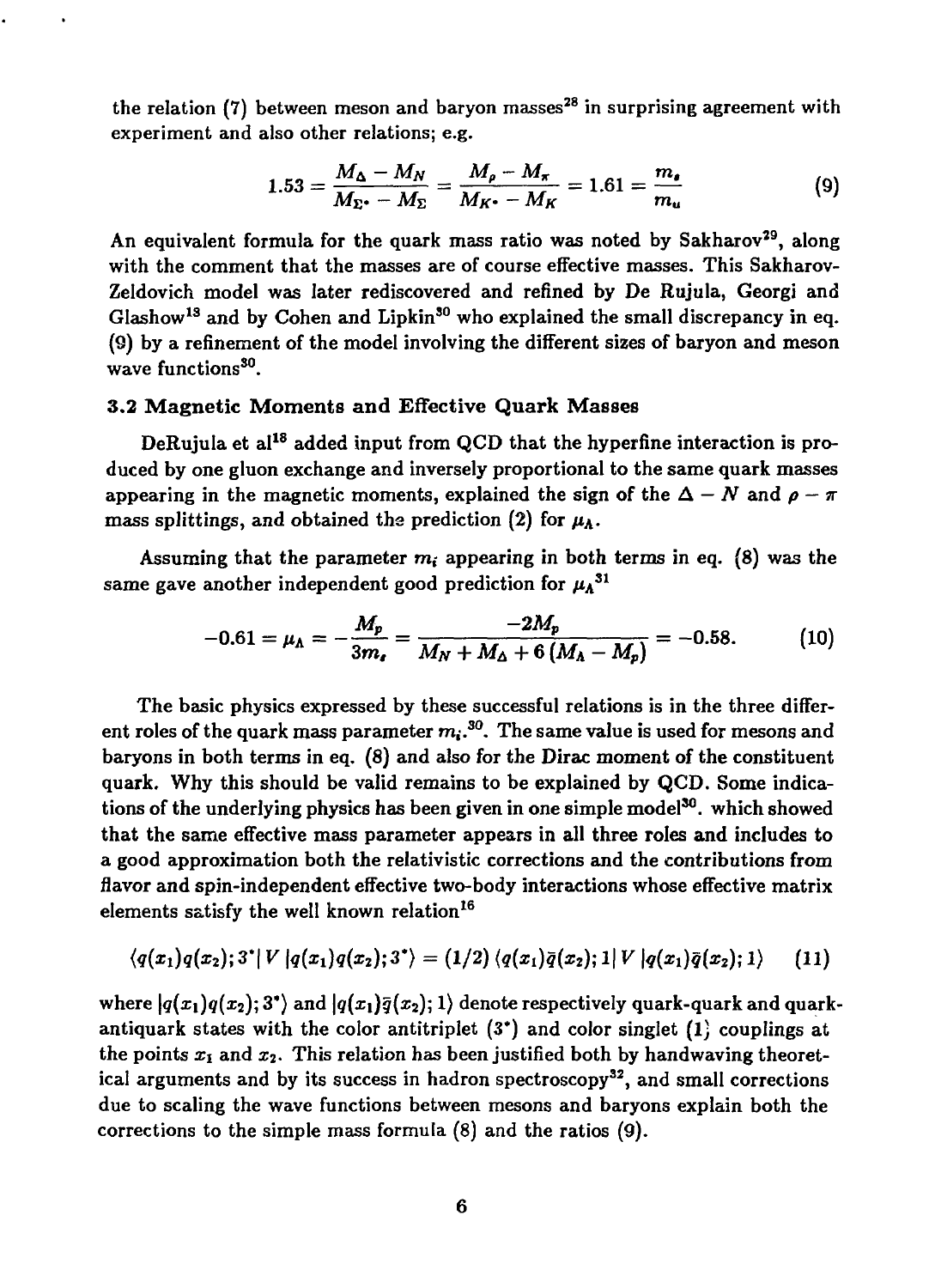the relation (7) between meson and baryon masses[28] in surprising agreement with experiment and also other relations; e.g.

$$1.53 = \frac{M_\Delta - M_N}{M_{\Sigma^*} - M_\Sigma} = \frac{M_\rho - M_\pi}{M_{K^*} - M_K} = 1.61 = \frac{m_s}{m_u} \tag{9}$$

An equivalent formula for the quark mass ratio was noted by Sakharov[29], along with the comment that the masses are of course effective masses. This Sakharov-Zeldovich model was later rediscovered and refined by De Rujula, Georgi and Glashow[18] and by Cohen and Lipkin[30] who explained the small discrepancy in eq. (9) by a refinement of the model involving the different sizes of baryon and meson wave functions[30].

### 3.2 Magnetic Moments and Effective Quark Masses

DeRujula et al[18] added input from QCD that the hyperfine interaction is produced by one gluon exchange and inversely proportional to the same quark masses appearing in the magnetic moments, explained the sign of the $\Delta - N$ and $\rho - \pi$ mass splittings, and obtained the prediction (2) for $\mu_\Lambda$.

Assuming that the parameter $m_i$ appearing in both terms in eq. (8) was the same gave another independent good prediction for $\mu_\Lambda$[31]

$$-0.61 = \mu_\Lambda = -\frac{M_p}{3m_s} = \frac{-2M_p}{M_N + M_\Delta + 6\,(M_\Lambda - M_p)} = -0.58. \tag{10}$$

The basic physics expressed by these successful relations is in the three different roles of the quark mass parameter $m_i$.[30]. The same value is used for mesons and baryons in both terms in eq. (8) and also for the Dirac moment of the constituent quark. Why this should be valid remains to be explained by QCD. Some indications of the underlying physics has been given in one simple model[30]. which showed that the same effective mass parameter appears in all three roles and includes to a good approximation both the relativistic corrections and the contributions from flavor and spin-independent effective two-body interactions whose effective matrix elements satisfy the well known relation[16]

$$\langle q(x_1)q(x_2); 3^*|\, V\, |q(x_1)q(x_2); 3^*\rangle = (1/2)\,\langle q(x_1)\bar{q}(x_2); 1|\, V\, |q(x_1)\bar{q}(x_2); 1\rangle \tag{11}$$

where $|q(x_1)q(x_2); 3^*\rangle$ and $|q(x_1)\bar{q}(x_2); 1\rangle$ denote respectively quark-quark and quark-antiquark states with the color antitriplet ($3^*$) and color singlet (1) couplings at the points $x_1$ and $x_2$. This relation has been justified both by handwaving theoretical arguments and by its success in hadron spectroscopy[32], and small corrections due to scaling the wave functions between mesons and baryons explain both the corrections to the simple mass formula (8) and the ratios (9).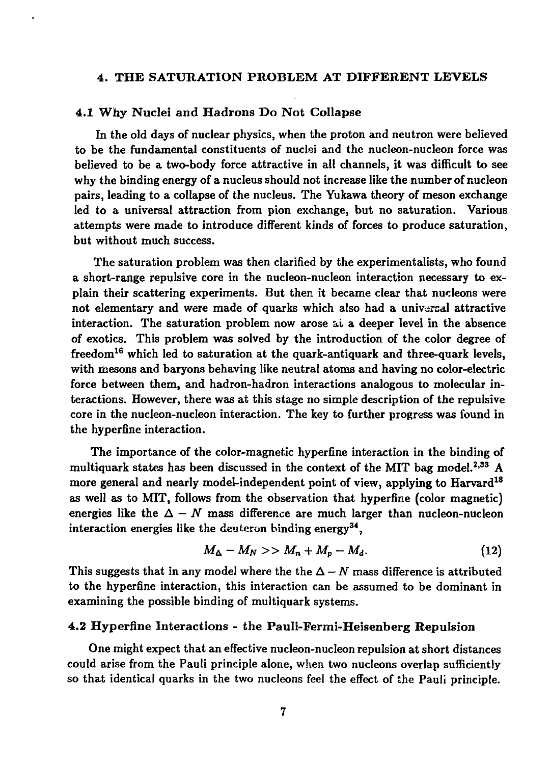## 4. THE SATURATION PROBLEM AT DIFFERENT LEVELS

### 4.1 Why Nuclei and Hadrons Do Not Collapse

In the old days of nuclear physics, when the proton and neutron were believed to be the fundamental constituents of nuclei and the nucleon-nucleon force was believed to be a two-body force attractive in all channels, it was difficult to see why the binding energy of a nucleus should not increase like the number of nucleon pairs, leading to a collapse of the nucleus. The Yukawa theory of meson exchange led to a universal attraction from pion exchange, but no saturation. Various attempts were made to introduce different kinds of forces to produce saturation, but without much success.

The saturation problem was then clarified by the experimentalists, who found a short-range repulsive core in the nucleon-nucleon interaction necessary to explain their scattering experiments. But then it became clear that nucleons were not elementary and were made of quarks which also had a universal attractive interaction. The saturation problem now arose at a deeper level in the absence of exotics. This problem was solved by the introduction of the color degree of freedom[16] which led to saturation at the quark-antiquark and three-quark levels, with mesons and baryons behaving like neutral atoms and having no color-electric force between them, and hadron-hadron interactions analogous to molecular interactions. However, there was at this stage no simple description of the repulsive core in the nucleon-nucleon interaction. The key to further progress was found in the hyperfine interaction.

The importance of the color-magnetic hyperfine interaction in the binding of multiquark states has been discussed in the context of the MIT bag model.[2,33] A more general and nearly model-independent point of view, applying to Harvard[18] as well as to MIT, follows from the observation that hyperfine (color magnetic) energies like the $\Delta - N$ mass difference are much larger than nucleon-nucleon interaction energies like the deuteron binding energy[34],

$$M_{\Delta} - M_N >> M_n + M_p - M_d. \tag{12}$$

This suggests that in any model where the the $\Delta - N$ mass difference is attributed to the hyperfine interaction, this interaction can be assumed to be dominant in examining the possible binding of multiquark systems.

### 4.2 Hyperfine Interactions - the Pauli-Fermi-Heisenberg Repulsion

One might expect that an effective nucleon-nucleon repulsion at short distances could arise from the Pauli principle alone, when two nucleons overlap sufficiently so that identical quarks in the two nucleons feel the effect of the Pauli principle.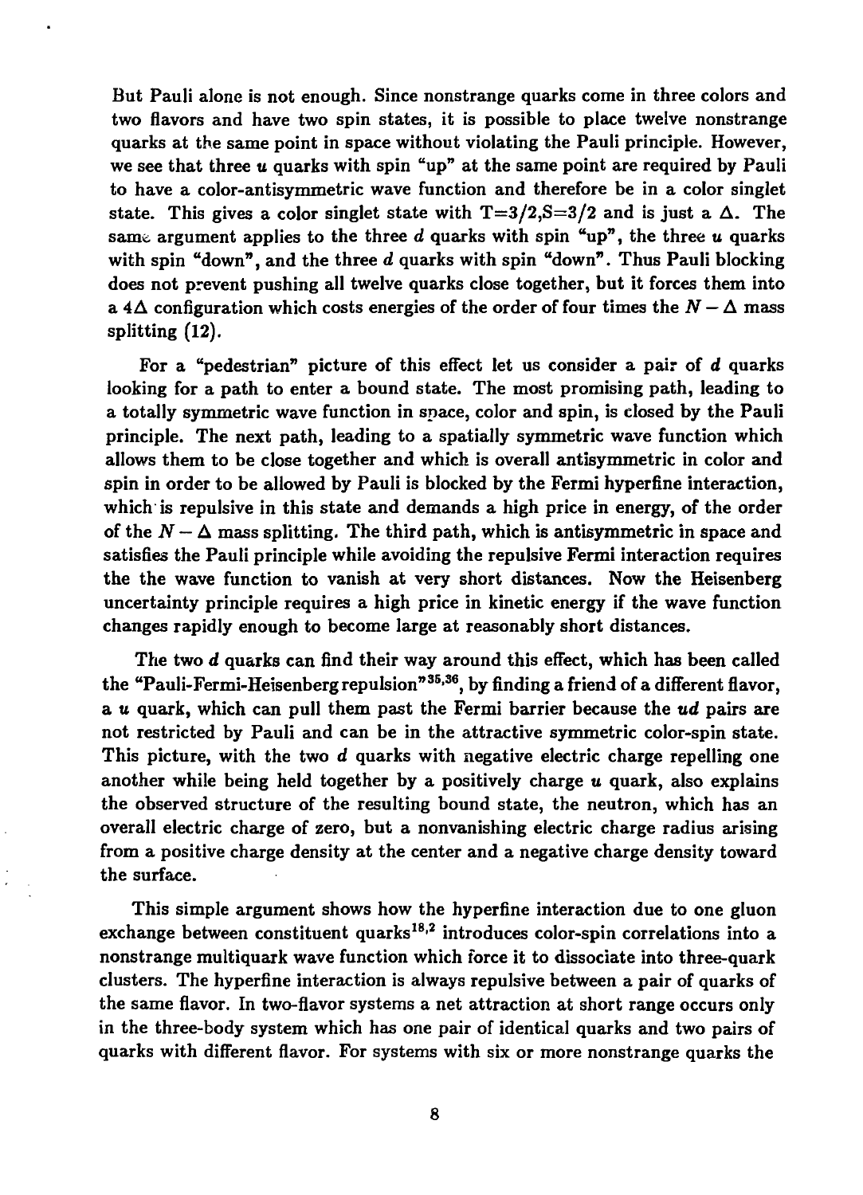But Pauli alone is not enough. Since nonstrange quarks come in three colors and two flavors and have two spin states, it is possible to place twelve nonstrange quarks at the same point in space without violating the Pauli principle. However, we see that three $u$ quarks with spin "up" at the same point are required by Pauli to have a color-antisymmetric wave function and therefore be in a color singlet state. This gives a color singlet state with $T=3/2, S=3/2$ and is just a $\Delta$. The same argument applies to the three $d$ quarks with spin "up", the three $u$ quarks with spin "down", and the three $d$ quarks with spin "down". Thus Pauli blocking does not prevent pushing all twelve quarks close together, but it forces them into a $4\Delta$ configuration which costs energies of the order of four times the $N-\Delta$ mass splitting (12).

For a "pedestrian" picture of this effect let us consider a pair of $d$ quarks looking for a path to enter a bound state. The most promising path, leading to a totally symmetric wave function in space, color and spin, is closed by the Pauli principle. The next path, leading to a spatially symmetric wave function which allows them to be close together and which is overall antisymmetric in color and spin in order to be allowed by Pauli is blocked by the Fermi hyperfine interaction, which is repulsive in this state and demands a high price in energy, of the order of the $N-\Delta$ mass splitting. The third path, which is antisymmetric in space and satisfies the Pauli principle while avoiding the repulsive Fermi interaction requires the the wave function to vanish at very short distances. Now the Heisenberg uncertainty principle requires a high price in kinetic energy if the wave function changes rapidly enough to become large at reasonably short distances.

The two $d$ quarks can find their way around this effect, which has been called the "Pauli-Fermi-Heisenberg repulsion"[35,36], by finding a friend of a different flavor, a $u$ quark, which can pull them past the Fermi barrier because the $ud$ pairs are not restricted by Pauli and can be in the attractive symmetric color-spin state. This picture, with the two $d$ quarks with negative electric charge repelling one another while being held together by a positively charge $u$ quark, also explains the observed structure of the resulting bound state, the neutron, which has an overall electric charge of zero, but a nonvanishing electric charge radius arising from a positive charge density at the center and a negative charge density toward the surface.

This simple argument shows how the hyperfine interaction due to one gluon exchange between constituent quarks[18,2] introduces color-spin correlations into a nonstrange multiquark wave function which force it to dissociate into three-quark clusters. The hyperfine interaction is always repulsive between a pair of quarks of the same flavor. In two-flavor systems a net attraction at short range occurs only in the three-body system which has one pair of identical quarks and two pairs of quarks with different flavor. For systems with six or more nonstrange quarks the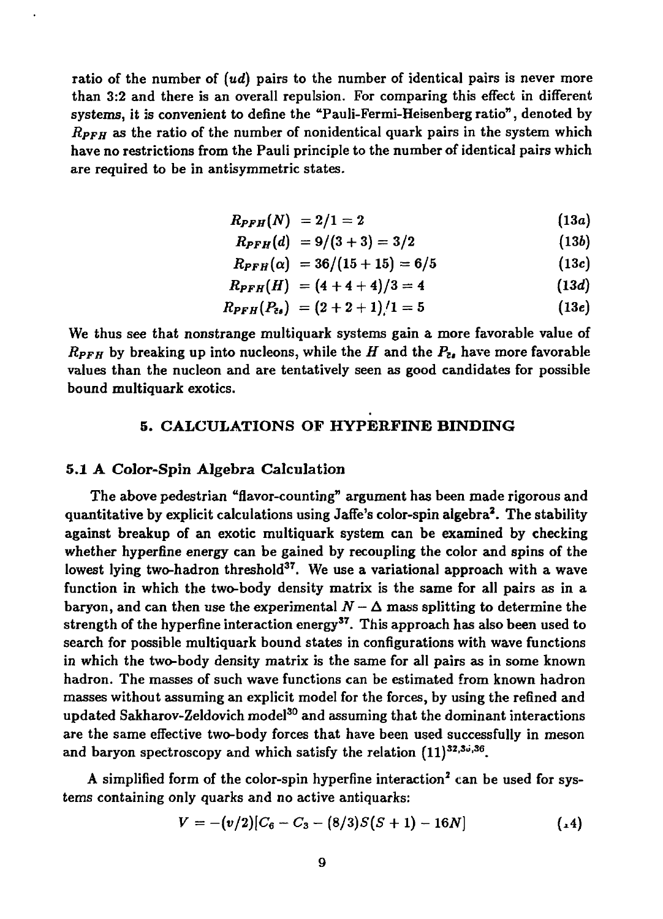ratio of the number of $(ud)$ pairs to the number of identical pairs is never more than 3:2 and there is an overall repulsion. For comparing this effect in different systems, it is convenient to define the "Pauli-Fermi-Heisenberg ratio", denoted by $R_{PFH}$ as the ratio of the number of nonidentical quark pairs in the system which have no restrictions from the Pauli principle to the number of identical pairs which are required to be in antisymmetric states.

$$R_{PFH}(N) = 2/1 = 2 \tag{13a}$$

$$R_{PFH}(d) = 9/(3+3) = 3/2 \tag{13b}$$

$$R_{PFH}(\alpha) = 36/(15+15) = 6/5 \tag{13c}$$

$$R_{PFH}(H) = (4+4+4)/3 = 4 \tag{13d}$$

$$R_{PFH}(P_{cs}) = (2+2+1)/1 = 5 \tag{13e}$$

We thus see that nonstrange multiquark systems gain a more favorable value of $R_{PFH}$ by breaking up into nucleons, while the $H$ and the $P_{cs}$ have more favorable values than the nucleon and are tentatively seen as good candidates for possible bound multiquark exotics.

## 5. CALCULATIONS OF HYPERFINE BINDING

### 5.1 A Color-Spin Algebra Calculation

The above pedestrian "flavor-counting" argument has been made rigorous and quantitative by explicit calculations using Jaffe's color-spin algebra[2]. The stability against breakup of an exotic multiquark system can be examined by checking whether hyperfine energy can be gained by recoupling the color and spins of the lowest lying two-hadron threshold[37]. We use a variational approach with a wave function in which the two-body density matrix is the same for all pairs as in a baryon, and can then use the experimental $N - \Delta$ mass splitting to determine the strength of the hyperfine interaction energy[37]. This approach has also been used to search for possible multiquark bound states in configurations with wave functions in which the two-body density matrix is the same for all pairs as in some known hadron. The masses of such wave functions can be estimated from known hadron masses without assuming an explicit model for the forces, by using the refined and updated Sakharov-Zeldovich model[30] and assuming that the dominant interactions are the same effective two-body forces that have been used successfully in meson and baryon spectroscopy and which satisfy the relation (11)[32,35,36].

A simplified form of the color-spin hyperfine interaction[2] can be used for systems containing only quarks and no active antiquarks:

$$V = -(v/2)[C_6 - C_3 - (8/3)S(S+1) - 16N] \tag{14}$$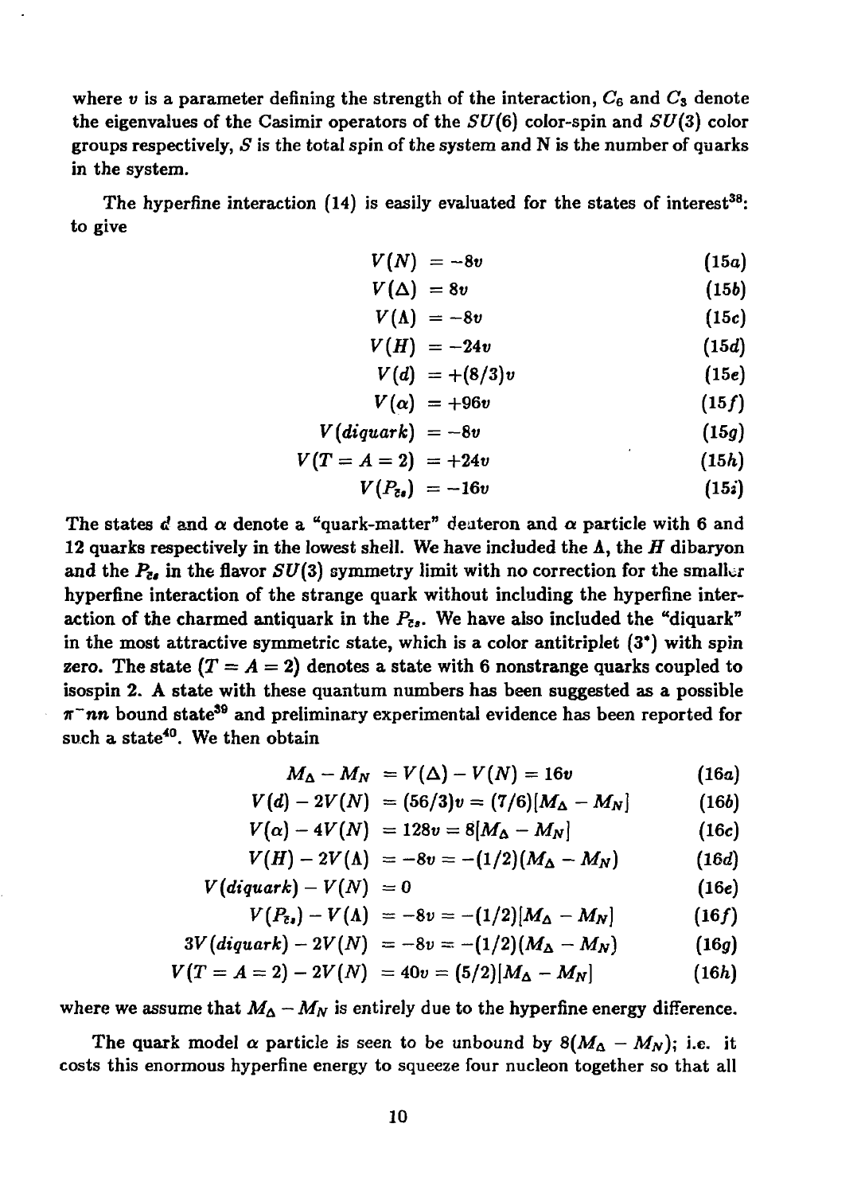where $v$ is a parameter defining the strength of the interaction, $C_6$ and $C_3$ denote the eigenvalues of the Casimir operators of the $SU(6)$ color-spin and $SU(3)$ color groups respectively, $S$ is the total spin of the system and N is the number of quarks in the system.

The hyperfine interaction (14) is easily evaluated for the states of interest[38]: to give

$$V(N) = -8v \tag{15a}$$

$$V(\Delta) = 8v \tag{15b}$$

$$V(\Lambda) = -8v \tag{15c}$$

$$V(H) = -24v \tag{15d}$$

$$V(d) = +(8/3)v \tag{15e}$$

$$V(\alpha) = +96v \tag{15f}$$

$$V(diquark) = -8v \tag{15g}$$

$$V(T = A = 2) = +24v \tag{15h}$$

$$V(P_{\bar{c}s}) = -16v \tag{15i}$$

The states $d$ and $\alpha$ denote a "quark-matter" deuteron and $\alpha$ particle with 6 and 12 quarks respectively in the lowest shell. We have included the $\Lambda$, the $H$ dibaryon and the $P_{\bar{c}s}$ in the flavor $SU(3)$ symmetry limit with no correction for the smaller hyperfine interaction of the strange quark without including the hyperfine interaction of the charmed antiquark in the $P_{\bar{c}s}$. We have also included the "diquark" in the most attractive symmetric state, which is a color antitriplet ($3^*$) with spin zero. The state ($T = A = 2$) denotes a state with 6 nonstrange quarks coupled to isospin 2. A state with these quantum numbers has been suggested as a possible $\pi^- nn$ bound state[39] and preliminary experimental evidence has been reported for such a state[40]. We then obtain

$$M_\Delta - M_N = V(\Delta) - V(N) = 16v \tag{16a}$$

$$V(d) - 2V(N) = (56/3)v = (7/6)[M_\Delta - M_N] \tag{16b}$$

$$V(\alpha) - 4V(N) = 128v = 8[M_\Delta - M_N] \tag{16c}$$

$$V(H) - 2V(\Lambda) = -8v = -(1/2)(M_\Delta - M_N) \tag{16d}$$

$$V(diquark) - V(N) = 0 \tag{16e}$$

$$V(P_{\bar{c}s}) - V(\Lambda) = -8v = -(1/2)[M_\Delta - M_N] \tag{16f}$$

$$3V(diquark) - 2V(N) = -8v = -(1/2)(M_\Delta - M_N) \tag{16g}$$

$$V(T = A = 2) - 2V(N) = 40v = (5/2)[M_\Delta - M_N] \tag{16h}$$

where we assume that $M_\Delta - M_N$ is entirely due to the hyperfine energy difference.

The quark model $\alpha$ particle is seen to be unbound by $8(M_\Delta - M_N)$; i.e. it costs this enormous hyperfine energy to squeeze four nucleon together so that all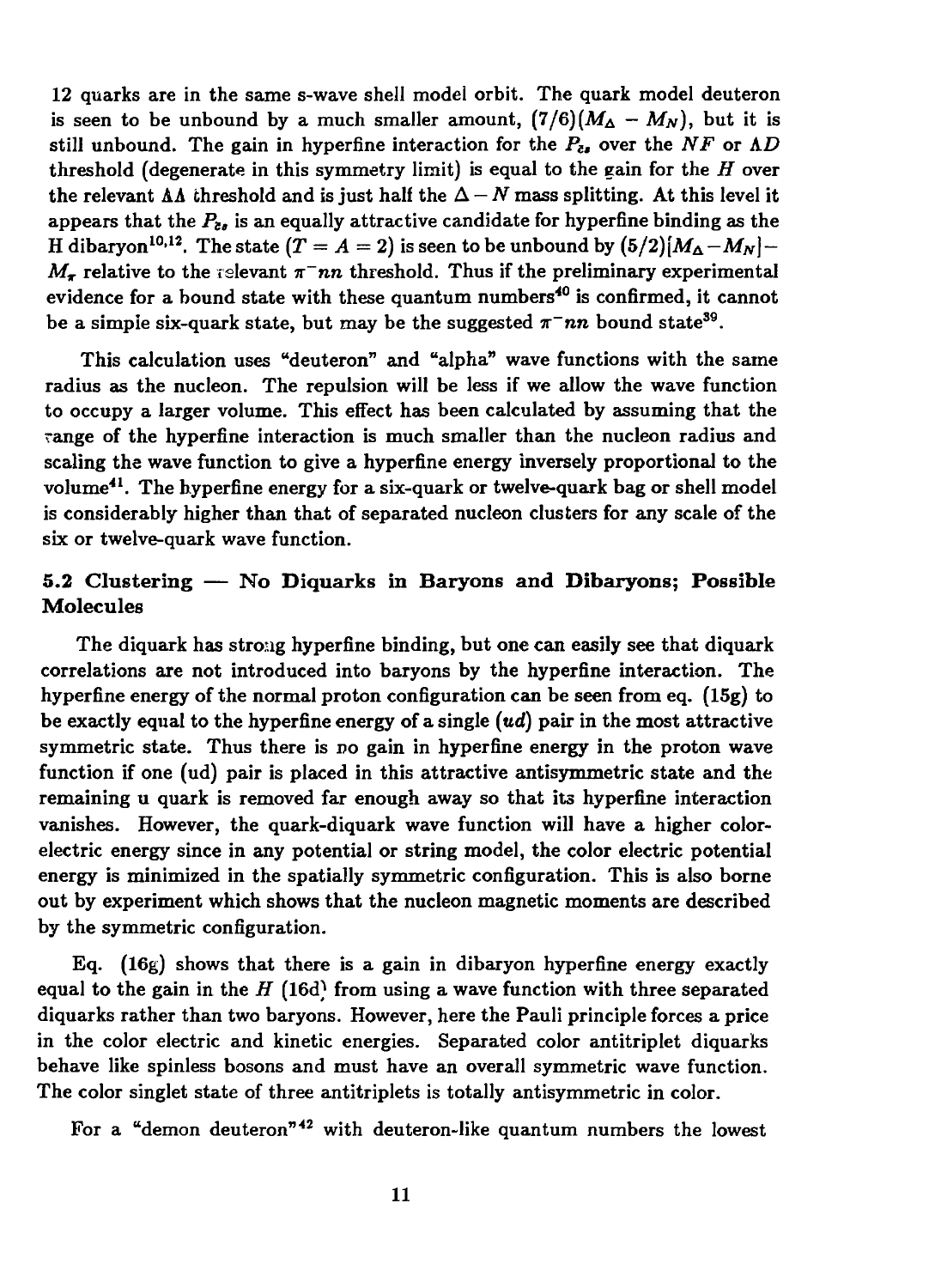12 quarks are in the same s-wave shell model orbit. The quark model deuteron is seen to be unbound by a much smaller amount, $(7/6)(M_\Delta - M_N)$, but it is still unbound. The gain in hyperfine interaction for the $P_{cs}$ over the $NF$ or $\Lambda D$ threshold (degenerate in this symmetry limit) is equal to the gain for the $H$ over the relevant $\Lambda\Lambda$ threshold and is just half the $\Delta - N$ mass splitting. At this level it appears that the $P_{cs}$ is an equally attractive candidate for hyperfine binding as the H dibaryon[10,12]. The state $(T = A = 2)$ is seen to be unbound by $(5/2)[M_\Delta - M_N] - M_\pi$ relative to the relevant $\pi^- nn$ threshold. Thus if the preliminary experimental evidence for a bound state with these quantum numbers[40] is confirmed, it cannot be a simple six-quark state, but may be the suggested $\pi^- nn$ bound state[39].

This calculation uses "deuteron" and "alpha" wave functions with the same radius as the nucleon. The repulsion will be less if we allow the wave function to occupy a larger volume. This effect has been calculated by assuming that the range of the hyperfine interaction is much smaller than the nucleon radius and scaling the wave function to give a hyperfine energy inversely proportional to the volume[41]. The hyperfine energy for a six-quark or twelve-quark bag or shell model is considerably higher than that of separated nucleon clusters for any scale of the six or twelve-quark wave function.

### 5.2 Clustering — No Diquarks in Baryons and Dibaryons; Possible Molecules

The diquark has strong hyperfine binding, but one can easily see that diquark correlations are not introduced into baryons by the hyperfine interaction. The hyperfine energy of the normal proton configuration can be seen from eq. (15g) to be exactly equal to the hyperfine energy of a single $(ud)$ pair in the most attractive symmetric state. Thus there is no gain in hyperfine energy in the proton wave function if one (ud) pair is placed in this attractive antisymmetric state and the remaining u quark is removed far enough away so that its hyperfine interaction vanishes. However, the quark-diquark wave function will have a higher color-electric energy since in any potential or string model, the color electric potential energy is minimized in the spatially symmetric configuration. This is also borne out by experiment which shows that the nucleon magnetic moments are described by the symmetric configuration.

Eq. (16g) shows that there is a gain in dibaryon hyperfine energy exactly equal to the gain in the $H$ (16d) from using a wave function with three separated diquarks rather than two baryons. However, here the Pauli principle forces a price in the color electric and kinetic energies. Separated color antitriplet diquarks behave like spinless bosons and must have an overall symmetric wave function. The color singlet state of three antitriplets is totally antisymmetric in color.

For a "demon deuteron"[42] with deuteron-like quantum numbers the lowest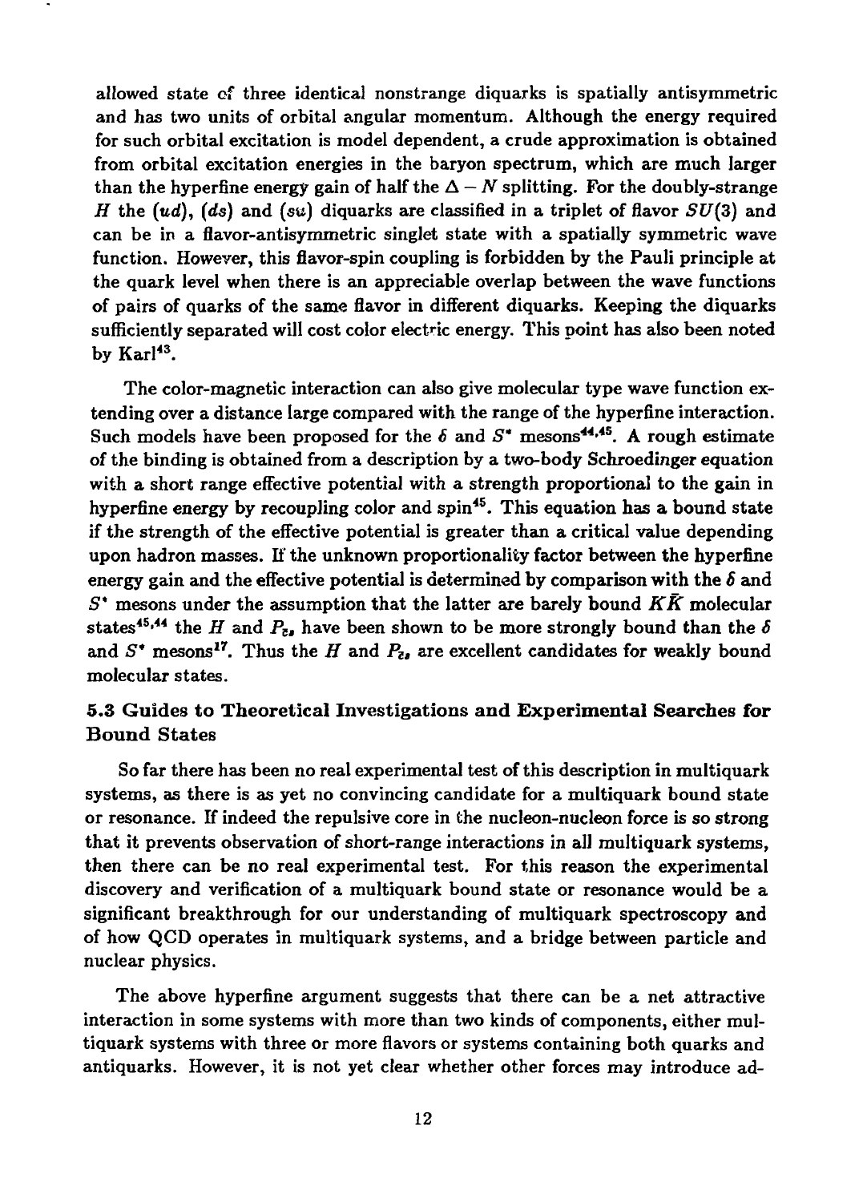allowed state of three identical nonstrange diquarks is spatially antisymmetric and has two units of orbital angular momentum. Although the energy required for such orbital excitation is model dependent, a crude approximation is obtained from orbital excitation energies in the baryon spectrum, which are much larger than the hyperfine energy gain of half the $\Delta - N$ splitting. For the doubly-strange $H$ the $(ud)$, $(ds)$ and $(su)$ diquarks are classified in a triplet of flavor $SU(3)$ and can be in a flavor-antisymmetric singlet state with a spatially symmetric wave function. However, this flavor-spin coupling is forbidden by the Pauli principle at the quark level when there is an appreciable overlap between the wave functions of pairs of quarks of the same flavor in different diquarks. Keeping the diquarks sufficiently separated will cost color electric energy. This point has also been noted by Karl[43].

The color-magnetic interaction can also give molecular type wave function extending over a distance large compared with the range of the hyperfine interaction. Such models have been proposed for the $\delta$ and $S^*$ mesons[44,45]. A rough estimate of the binding is obtained from a description by a two-body Schroedinger equation with a short range effective potential with a strength proportional to the gain in hyperfine energy by recoupling color and spin[45]. This equation has a bound state if the strength of the effective potential is greater than a critical value depending upon hadron masses. If the unknown proportionality factor between the hyperfine energy gain and the effective potential is determined by comparison with the $\delta$ and $S^*$ mesons under the assumption that the latter are barely bound $K\bar{K}$ molecular states[45,44] the $H$ and $P_{\bar{c}s}$ have been shown to be more strongly bound than the $\delta$ and $S^*$ mesons[17]. Thus the $H$ and $P_{\bar{c}s}$ are excellent candidates for weakly bound molecular states.

### 5.3 Guides to Theoretical Investigations and Experimental Searches for Bound States

So far there has been no real experimental test of this description in multiquark systems, as there is as yet no convincing candidate for a multiquark bound state or resonance. If indeed the repulsive core in the nucleon-nucleon force is so strong that it prevents observation of short-range interactions in all multiquark systems, then there can be no real experimental test. For this reason the experimental discovery and verification of a multiquark bound state or resonance would be a significant breakthrough for our understanding of multiquark spectroscopy and of how QCD operates in multiquark systems, and a bridge between particle and nuclear physics.

The above hyperfine argument suggests that there can be a net attractive interaction in some systems with more than two kinds of components, either multiquark systems with three or more flavors or systems containing both quarks and antiquarks. However, it is not yet clear whether other forces may introduce ad-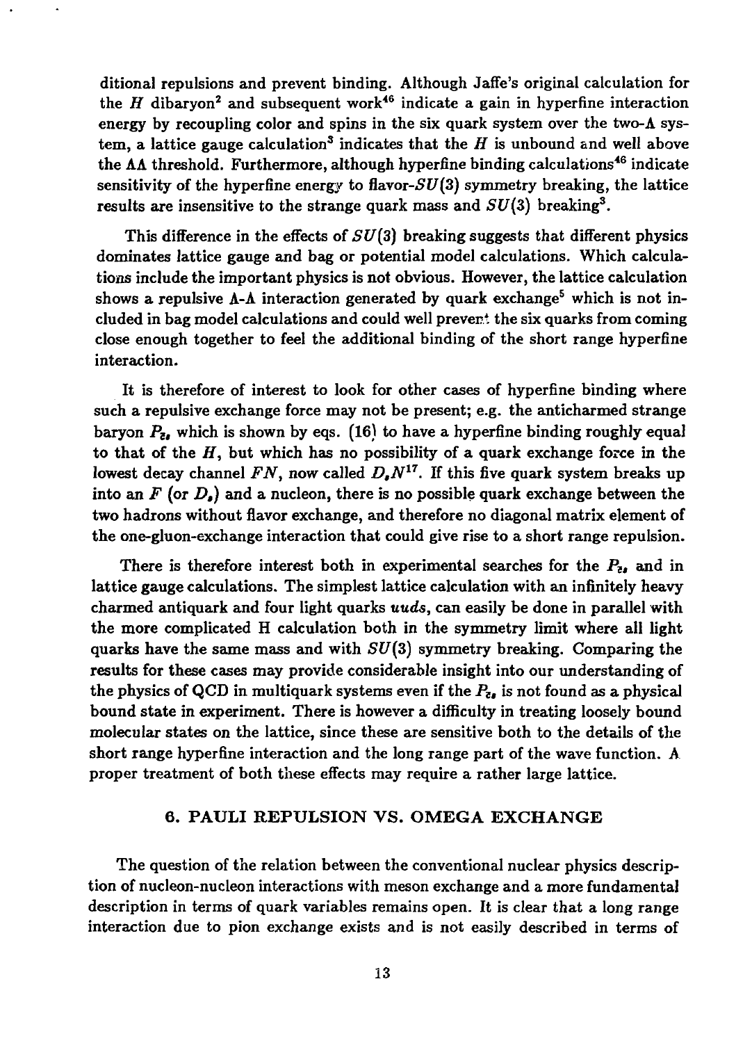ditional repulsions and prevent binding. Although Jaffe's original calculation for the $H$ dibaryon[2] and subsequent work[46] indicate a gain in hyperfine interaction energy by recoupling color and spins in the six quark system over the two-$\Lambda$ system, a lattice gauge calculation[3] indicates that the $H$ is unbound and well above the $\Lambda\Lambda$ threshold. Furthermore, although hyperfine binding calculations[46] indicate sensitivity of the hyperfine energy to flavor-$SU(3)$ symmetry breaking, the lattice results are insensitive to the strange quark mass and $SU(3)$ breaking[3].

This difference in the effects of $SU(3)$ breaking suggests that different physics dominates lattice gauge and bag or potential model calculations. Which calculations include the important physics is not obvious. However, the lattice calculation shows a repulsive $\Lambda$-$\Lambda$ interaction generated by quark exchange[5] which is not included in bag model calculations and could well prevent the six quarks from coming close enough together to feel the additional binding of the short range hyperfine interaction.

It is therefore of interest to look for other cases of hyperfine binding where such a repulsive exchange force may not be present; e.g. the anticharmed strange baryon $P_{\bar{c}s}$ which is shown by eqs. (16) to have a hyperfine binding roughly equal to that of the $H$, but which has no possibility of a quark exchange force in the lowest decay channel $FN$, now called $D_s N$[17]. If this five quark system breaks up into an $F$ (or $D_s$) and a nucleon, there is no possible quark exchange between the two hadrons without flavor exchange, and therefore no diagonal matrix element of the one-gluon-exchange interaction that could give rise to a short range repulsion.

There is therefore interest both in experimental searches for the $P_{\bar{c}s}$ and in lattice gauge calculations. The simplest lattice calculation with an infinitely heavy charmed antiquark and four light quarks $uuds$, can easily be done in parallel with the more complicated H calculation both in the symmetry limit where all light quarks have the same mass and with $SU(3)$ symmetry breaking. Comparing the results for these cases may provide considerable insight into our understanding of the physics of QCD in multiquark systems even if the $P_{\bar{c}s}$ is not found as a physical bound state in experiment. There is however a difficulty in treating loosely bound molecular states on the lattice, since these are sensitive both to the details of the short range hyperfine interaction and the long range part of the wave function. A proper treatment of both these effects may require a rather large lattice.

## 6. PAULI REPULSION VS. OMEGA EXCHANGE

The question of the relation between the conventional nuclear physics description of nucleon-nucleon interactions with meson exchange and a more fundamental description in terms of quark variables remains open. It is clear that a long range interaction due to pion exchange exists and is not easily described in terms of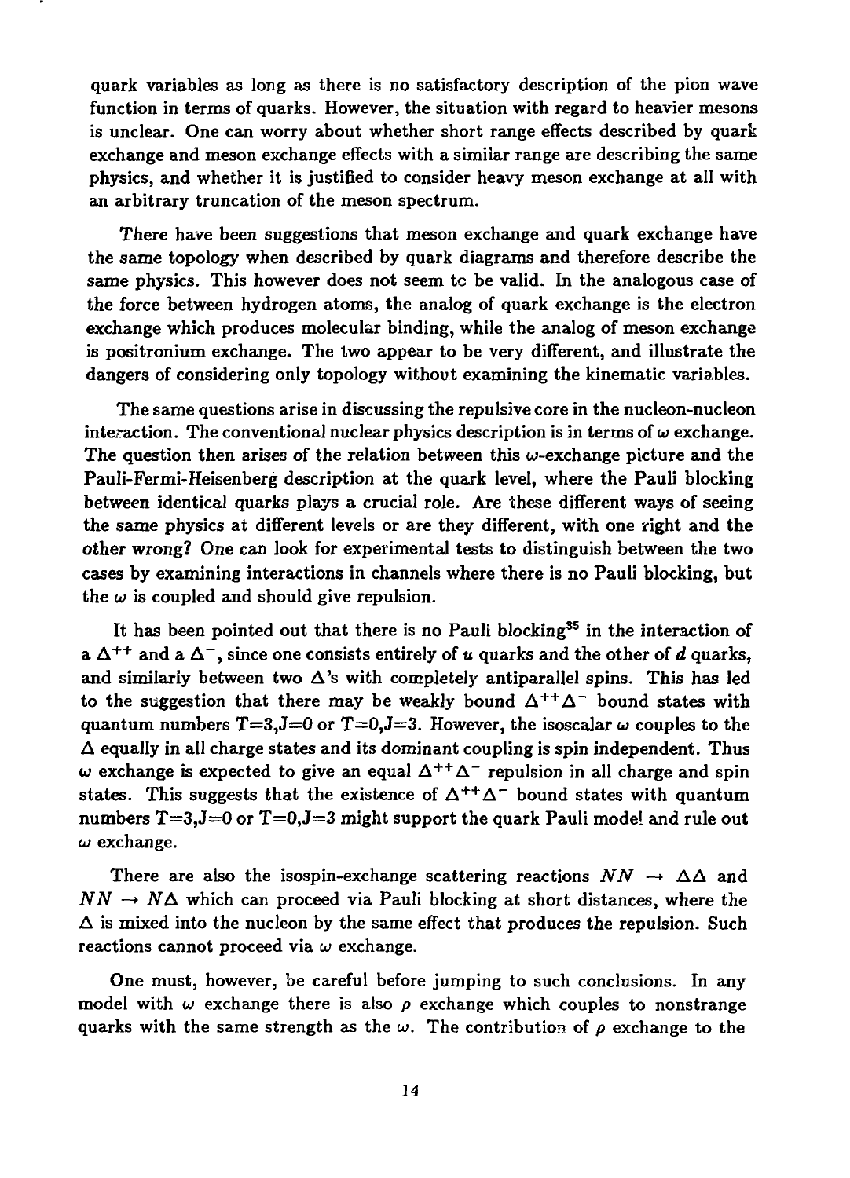quark variables as long as there is no satisfactory description of the pion wave function in terms of quarks. However, the situation with regard to heavier mesons is unclear. One can worry about whether short range effects described by quark exchange and meson exchange effects with a similar range are describing the same physics, and whether it is justified to consider heavy meson exchange at all with an arbitrary truncation of the meson spectrum.

There have been suggestions that meson exchange and quark exchange have the same topology when described by quark diagrams and therefore describe the same physics. This however does not seem to be valid. In the analogous case of the force between hydrogen atoms, the analog of quark exchange is the electron exchange which produces molecular binding, while the analog of meson exchange is positronium exchange. The two appear to be very different, and illustrate the dangers of considering only topology without examining the kinematic variables.

The same questions arise in discussing the repulsive core in the nucleon-nucleon interaction. The conventional nuclear physics description is in terms of $\omega$ exchange. The question then arises of the relation between this $\omega$-exchange picture and the Pauli-Fermi-Heisenberg description at the quark level, where the Pauli blocking between identical quarks plays a crucial role. Are these different ways of seeing the same physics at different levels or are they different, with one right and the other wrong? One can look for experimental tests to distinguish between the two cases by examining interactions in channels where there is no Pauli blocking, but the $\omega$ is coupled and should give repulsion.

It has been pointed out that there is no Pauli blocking[35] in the interaction of a $\Delta^{++}$ and a $\Delta^{-}$, since one consists entirely of $u$ quarks and the other of $d$ quarks, and similarly between two $\Delta$'s with completely antiparallel spins. This has led to the suggestion that there may be weakly bound $\Delta^{++}\Delta^{-}$ bound states with quantum numbers T=3,J=0 or T=0,J=3. However, the isoscalar $\omega$ couples to the $\Delta$ equally in all charge states and its dominant coupling is spin independent. Thus $\omega$ exchange is expected to give an equal $\Delta^{++}\Delta^{-}$ repulsion in all charge and spin states. This suggests that the existence of $\Delta^{++}\Delta^{-}$ bound states with quantum numbers T=3,J=0 or T=0,J=3 might support the quark Pauli model and rule out $\omega$ exchange.

There are also the isospin-exchange scattering reactions $NN \rightarrow \Delta\Delta$ and $NN \rightarrow N\Delta$ which can proceed via Pauli blocking at short distances, where the $\Delta$ is mixed into the nucleon by the same effect that produces the repulsion. Such reactions cannot proceed via $\omega$ exchange.

One must, however, be careful before jumping to such conclusions. In any model with $\omega$ exchange there is also $\rho$ exchange which couples to nonstrange quarks with the same strength as the $\omega$. The contribution of $\rho$ exchange to the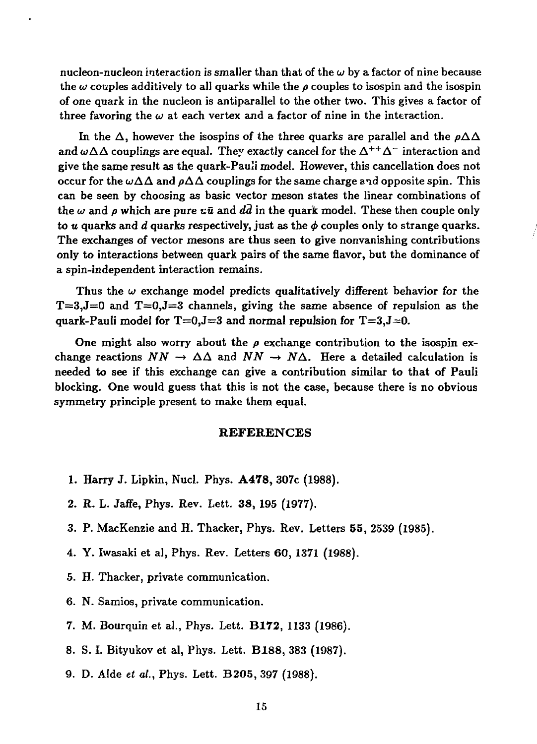nucleon-nucleon interaction is smaller than that of the $\omega$ by a factor of nine because the $\omega$ couples additively to all quarks while the $\rho$ couples to isospin and the isospin of one quark in the nucleon is antiparallel to the other two. This gives a factor of three favoring the $\omega$ at each vertex and a factor of nine in the interaction.

In the $\Delta$, however the isospins of the three quarks are parallel and the $\rho\Delta\Delta$ and $\omega\Delta\Delta$ couplings are equal. They exactly cancel for the $\Delta^{++}\Delta^{-}$ interaction and give the same result as the quark-Pauli model. However, this cancellation does not occur for the $\omega\Delta\Delta$ and $\rho\Delta\Delta$ couplings for the same charge and opposite spin. This can be seen by choosing as basic vector meson states the linear combinations of the $\omega$ and $\rho$ which are pure $u\bar{u}$ and $d\bar{d}$ in the quark model. These then couple only to $u$ quarks and $d$ quarks respectively, just as the $\phi$ couples only to strange quarks. The exchanges of vector mesons are thus seen to give nonvanishing contributions only to interactions between quark pairs of the same flavor, but the dominance of a spin-independent interaction remains.

Thus the $\omega$ exchange model predicts qualitatively different behavior for the T=3,J=0 and T=0,J=3 channels, giving the same absence of repulsion as the quark-Pauli model for T=0,J=3 and normal repulsion for T=3,J=0.

One might also worry about the $\rho$ exchange contribution to the isospin exchange reactions $NN \rightarrow \Delta\Delta$ and $NN \rightarrow N\Delta$. Here a detailed calculation is needed to see if this exchange can give a contribution similar to that of Pauli blocking. One would guess that this is not the case, because there is no obvious symmetry principle present to make them equal.

## REFERENCES

1. Harry J. Lipkin, Nucl. Phys. **A478**, 307c (1988).
2. R. L. Jaffe, Phys. Rev. Lett. **38**, 195 (1977).
3. P. MacKenzie and H. Thacker, Phys. Rev. Letters **55**, 2539 (1985).
4. Y. Iwasaki et al, Phys. Rev. Letters **60**, 1371 (1988).
5. H. Thacker, private communication.
6. N. Samios, private communication.
7. M. Bourquin et al., Phys. Lett. **B172**, 1133 (1986).
8. S. I. Bityukov et al, Phys. Lett. **B188**, 383 (1987).
9. D. Alde *et al.*, Phys. Lett. **B205**, 397 (1988).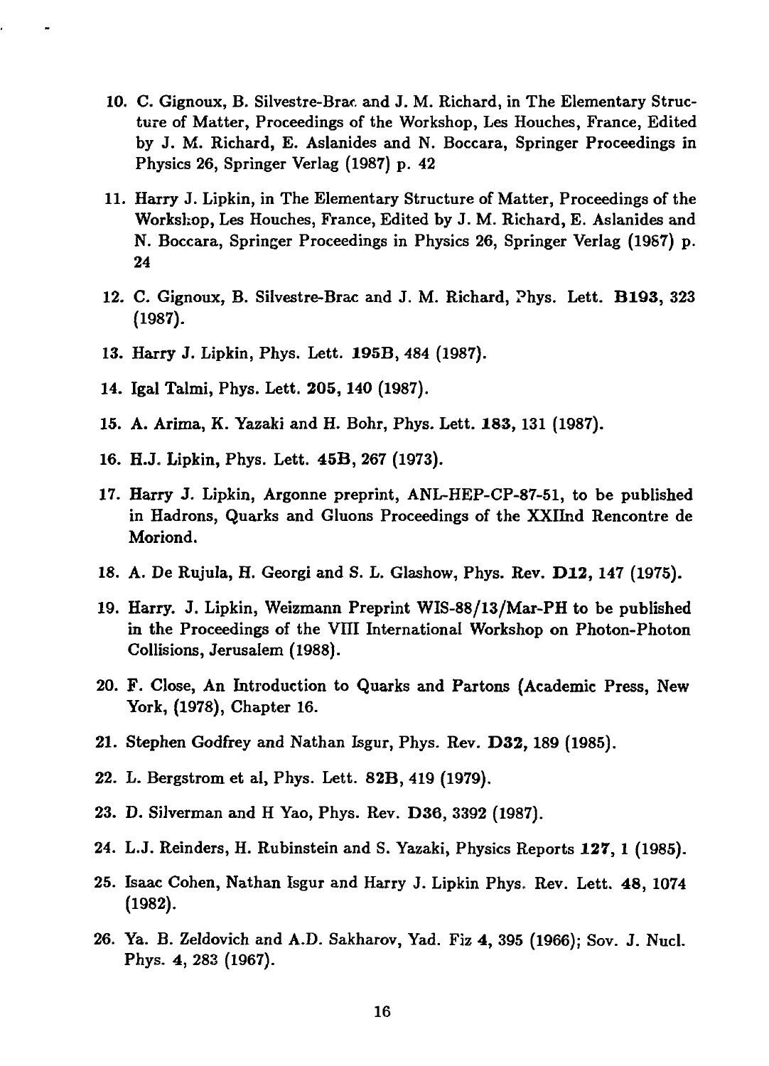10. C. Gignoux, B. Silvestre-Brac and J. M. Richard, in The Elementary Structure of Matter, Proceedings of the Workshop, Les Houches, France, Edited by J. M. Richard, E. Aslanides and N. Boccara, Springer Proceedings in Physics 26, Springer Verlag (1987) p. 42

11. Harry J. Lipkin, in The Elementary Structure of Matter, Proceedings of the Workshop, Les Houches, France, Edited by J. M. Richard, E. Aslanides and N. Boccara, Springer Proceedings in Physics 26, Springer Verlag (1987) p. 24

12. C. Gignoux, B. Silvestre-Brac and J. M. Richard, Phys. Lett. **B193**, 323 (1987).

13. Harry J. Lipkin, Phys. Lett. **195B**, 484 (1987).

14. Igal Talmi, Phys. Lett. **205**, 140 (1987).

15. A. Arima, K. Yazaki and H. Bohr, Phys. Lett. **183**, 131 (1987).

16. H.J. Lipkin, Phys. Lett. **45B**, 267 (1973).

17. Harry J. Lipkin, Argonne preprint, ANL-HEP-CP-87-51, to be published in Hadrons, Quarks and Gluons Proceedings of the XXIInd Rencontre de Moriond.

18. A. De Rujula, H. Georgi and S. L. Glashow, Phys. Rev. **D12**, 147 (1975).

19. Harry. J. Lipkin, Weizmann Preprint WIS-88/13/Mar-PH to be published in the Proceedings of the VIII International Workshop on Photon-Photon Collisions, Jerusalem (1988).

20. F. Close, An Introduction to Quarks and Partons (Academic Press, New York, (1978), Chapter 16.

21. Stephen Godfrey and Nathan Isgur, Phys. Rev. **D32**, 189 (1985).

22. L. Bergstrom et al, Phys. Lett. **82B**, 419 (1979).

23. D. Silverman and H Yao, Phys. Rev. **D36**, 3392 (1987).

24. L.J. Reinders, H. Rubinstein and S. Yazaki, Physics Reports **127**, 1 (1985).

25. Isaac Cohen, Nathan Isgur and Harry J. Lipkin Phys. Rev. Lett. **48**, 1074 (1982).

26. Ya. B. Zeldovich and A.D. Sakharov, Yad. Fiz **4**, 395 (1966); Sov. J. Nucl. Phys. **4**, 283 (1967).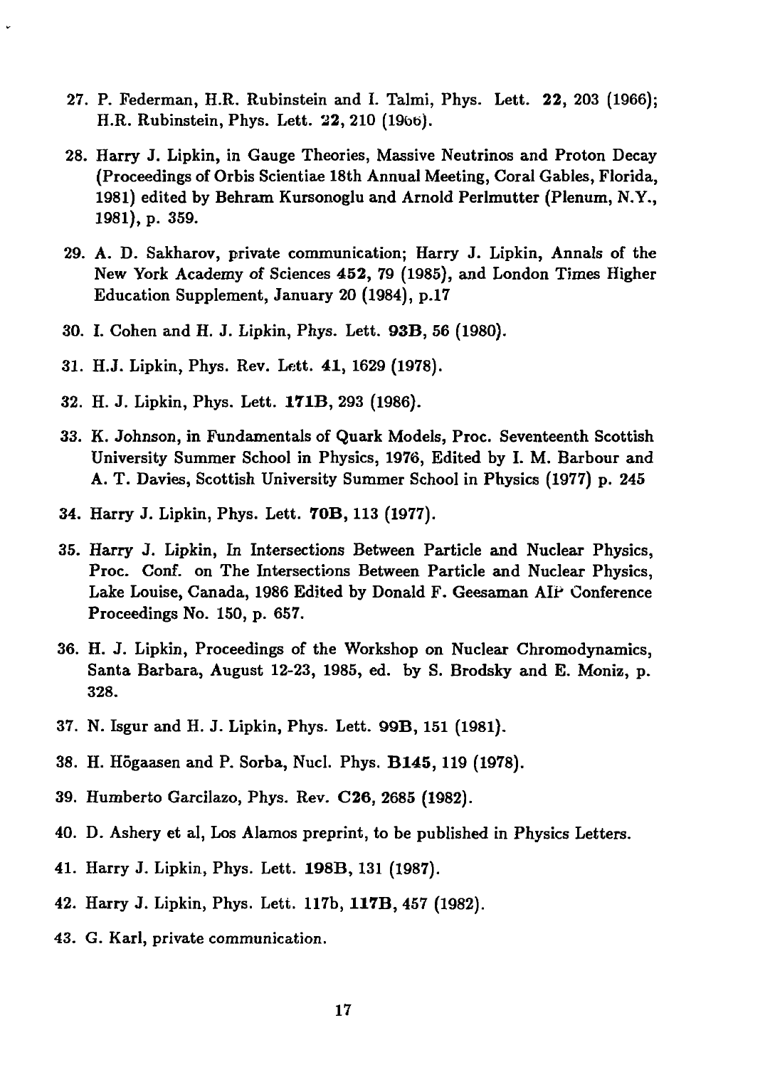27. P. Federman, H.R. Rubinstein and I. Talmi, Phys. Lett. **22**, 203 (1966); H.R. Rubinstein, Phys. Lett. **22**, 210 (1966).

28. Harry J. Lipkin, in Gauge Theories, Massive Neutrinos and Proton Decay (Proceedings of Orbis Scientiae 18th Annual Meeting, Coral Gables, Florida, 1981) edited by Behram Kursonoglu and Arnold Perlmutter (Plenum, N.Y., 1981), p. 359.

29. A. D. Sakharov, private communication; Harry J. Lipkin, Annals of the New York Academy of Sciences **452**, 79 (1985), and London Times Higher Education Supplement, January 20 (1984), p.17

30. I. Cohen and H. J. Lipkin, Phys. Lett. **93B**, 56 (1980).

31. H.J. Lipkin, Phys. Rev. Lett. **41**, 1629 (1978).

32. H. J. Lipkin, Phys. Lett. **171B**, 293 (1986).

33. K. Johnson, in Fundamentals of Quark Models, Proc. Seventeenth Scottish University Summer School in Physics, 1976, Edited by I. M. Barbour and A. T. Davies, Scottish University Summer School in Physics (1977) p. 245

34. Harry J. Lipkin, Phys. Lett. **70B**, 113 (1977).

35. Harry J. Lipkin, In Intersections Between Particle and Nuclear Physics, Proc. Conf. on The Intersections Between Particle and Nuclear Physics, Lake Louise, Canada, 1986 Edited by Donald F. Geesaman AIP Conference Proceedings No. 150, p. 657.

36. H. J. Lipkin, Proceedings of the Workshop on Nuclear Chromodynamics, Santa Barbara, August 12-23, 1985, ed. by S. Brodsky and E. Moniz, p. 328.

37. N. Isgur and H. J. Lipkin, Phys. Lett. **99B**, 151 (1981).

38. H. Hõgaasen and P. Sorba, Nucl. Phys. **B145**, 119 (1978).

39. Humberto Garcilazo, Phys. Rev. **C26**, 2685 (1982).

40. D. Ashery et al, Los Alamos preprint, to be published in Physics Letters.

41. Harry J. Lipkin, Phys. Lett. **198B**, 131 (1987).

42. Harry J. Lipkin, Phys. Lett. 117b, **117B**, 457 (1982).

43. G. Karl, private communication.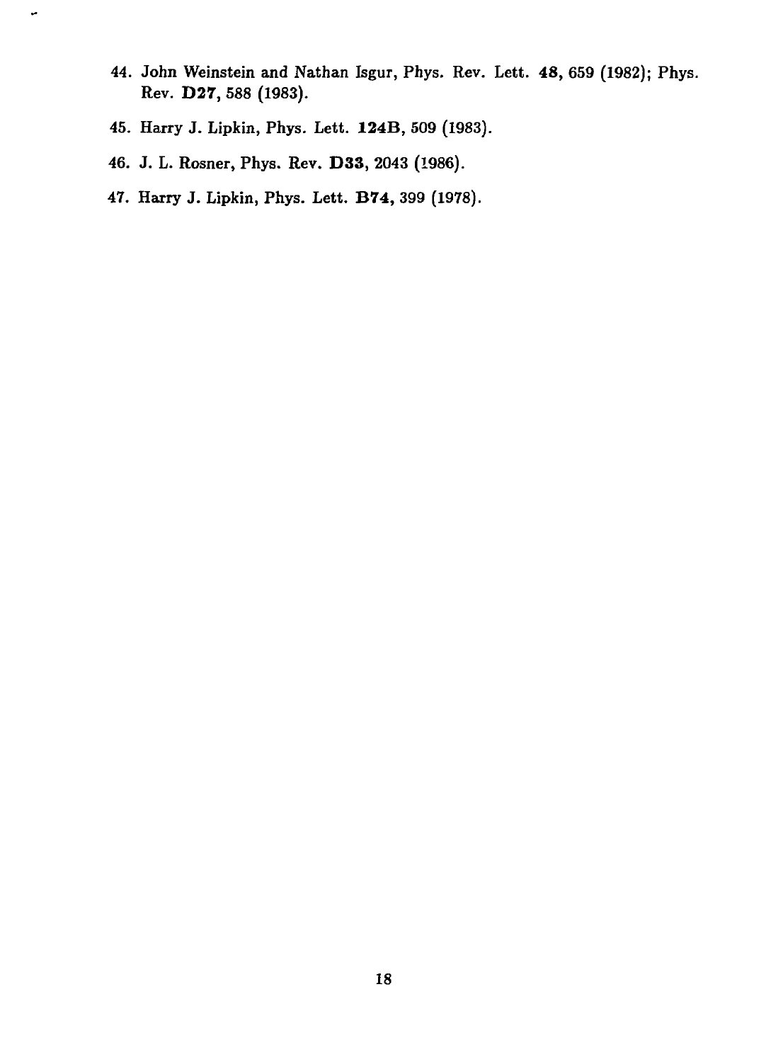44. John Weinstein and Nathan Isgur, Phys. Rev. Lett. **48**, 659 (1982); Phys. Rev. **D27**, 588 (1983).
45. Harry J. Lipkin, Phys. Lett. **124B**, 509 (1983).
46. J. L. Rosner, Phys. Rev. **D33**, 2043 (1986).
47. Harry J. Lipkin, Phys. Lett. **B74**, 399 (1978).